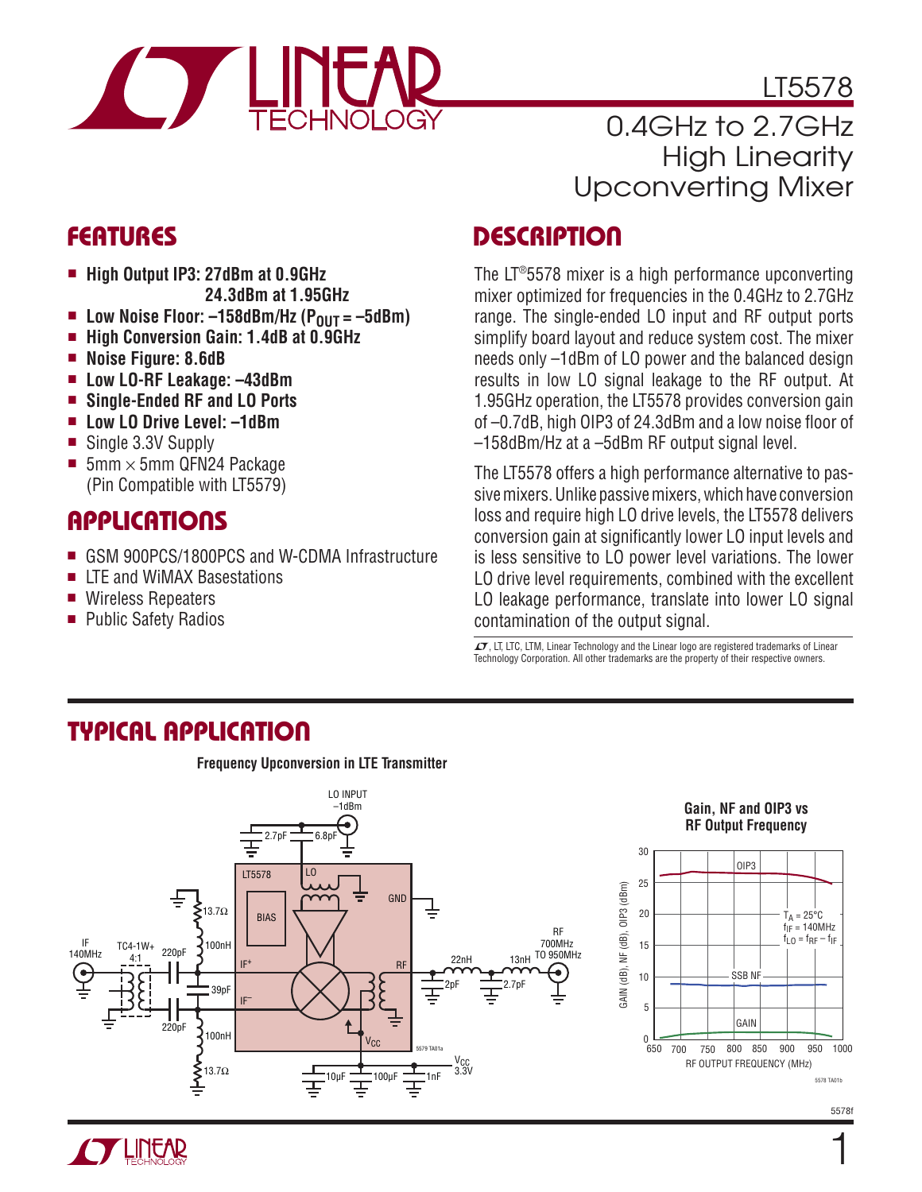# LT5578

## 0.4GHz to 2.7GHz High Linearity Upconverting Mixer

## FEATURES

- **High Output IP3: 27dBm at 0.9GHz**
  **24.3dBm at 1.95GHz**
- **Low Noise Floor: –158dBm/Hz ($P_{OUT}$ = –5dBm)**
- **High Conversion Gain: 1.4dB at 0.9GHz**
- **Noise Figure: 8.6dB**
- **Low LO-RF Leakage: –43dBm**
- **Single-Ended RF and LO Ports**
- **Low LO Drive Level: –1dBm**
- Single 3.3V Supply
- 5mm × 5mm QFN24 Package (Pin Compatible with LT5579)

## APPLICATIONS

- GSM 900PCS/1800PCS and W-CDMA Infrastructure
- LTE and WiMAX Basestations
- Wireless Repeaters
- Public Safety Radios

## DESCRIPTION

The LT®5578 mixer is a high performance upconverting mixer optimized for frequencies in the 0.4GHz to 2.7GHz range. The single-ended LO input and RF output ports simplify board layout and reduce system cost. The mixer needs only –1dBm of LO power and the balanced design results in low LO signal leakage to the RF output. At 1.95GHz operation, the LT5578 provides conversion gain of –0.7dB, high OIP3 of 24.3dBm and a low noise floor of –158dBm/Hz at a –5dBm RF output signal level.

The LT5578 offers a high performance alternative to passive mixers. Unlike passive mixers, which have conversion loss and require high LO drive levels, the LT5578 delivers conversion gain at significantly lower LO input levels and is less sensitive to LO power level variations. The lower LO drive level requirements, combined with the excellent LO leakage performance, translate into lower LO signal contamination of the output signal.

, LT, LTC, LTM, Linear Technology and the Linear logo are registered trademarks of Linear Technology Corporation. All other trademarks are the property of their respective owners.

## TYPICAL APPLICATION

**Frequency Upconversion in LTE Transmitter**

**Gain, NF and OIP3 vs RF Output Frequency**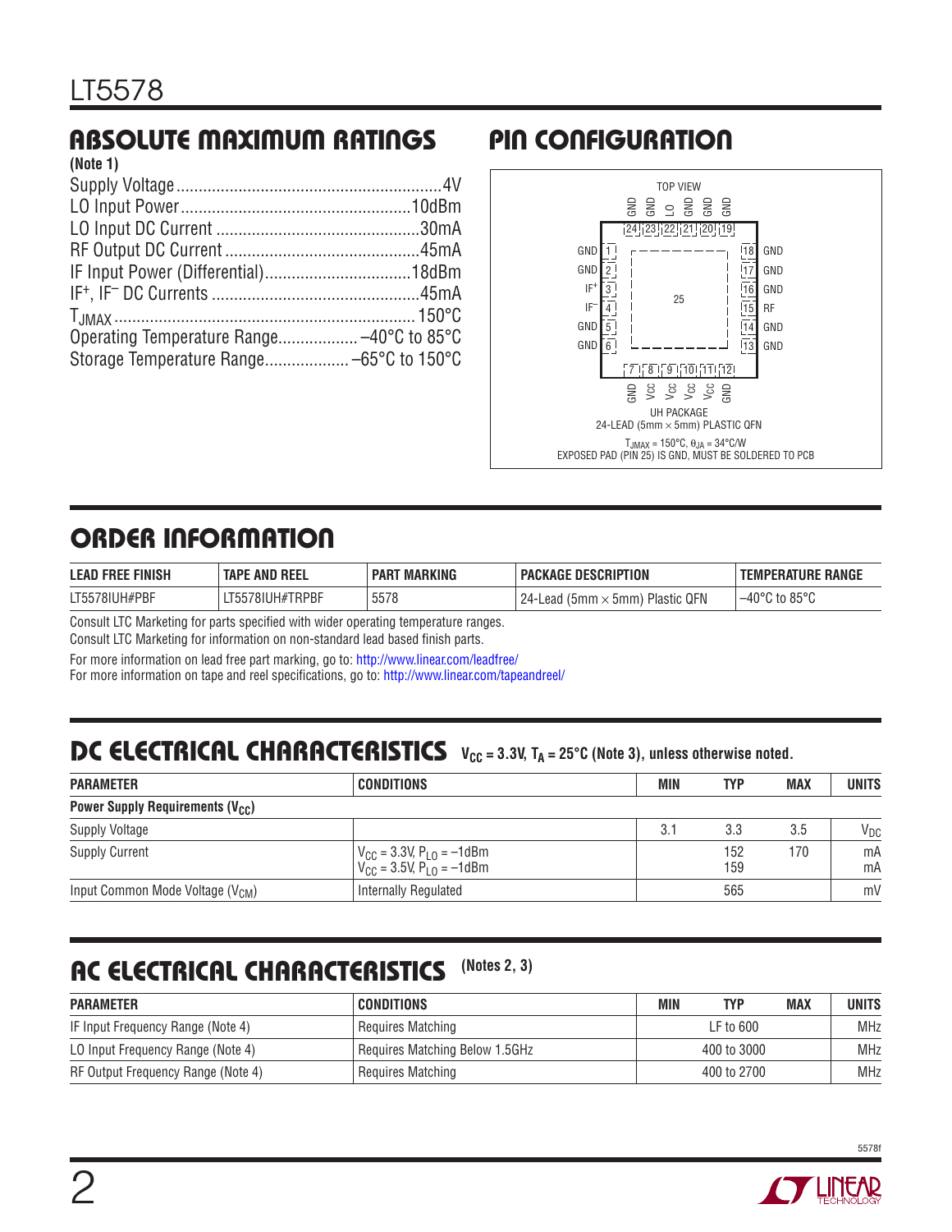## ABSOLUTE MAXIMUM RATINGS

(Note 1)

Supply Voltage ........................................................ 4V
LO Input Power ................................................... 10dBm
LO Input DC Current ............................................. 30mA
RF Output DC Current ........................................... 45mA
IF Input Power (Differential) ................................. 18dBm
$IF^+$, $IF^-$ DC Currents ............................................. 45mA
$T_{JMAX}$ ................................................................. 150°C
Operating Temperature Range .................. –40°C to 85°C
Storage Temperature Range ................... –65°C to 150°C

## PIN CONFIGURATION

TOP VIEW

| Pin | Name |
|---|---|
| 1 | GND |
| 2 | GND |
| 3 | $IF^+$ |
| 4 | $IF^-$ |
| 5 | GND |
| 6 | GND |
| 7 | GND |
| 8 | $V_{CC}$ |
| 9 | $V_{CC}$ |
| 10 | $V_{CC}$ |
| 11 | $V_{CC}$ |
| 12 | GND |
| 13 | GND |
| 14 | GND |
| 15 | RF |
| 16 | GND |
| 17 | GND |
| 18 | GND |
| 19 | GND |
| 20 | GND |
| 21 | GND |
| 22 | LO |
| 23 | GND |
| 24 | GND |
| 25 | GND (Exposed Pad) |

UH PACKAGE
24-LEAD (5mm × 5mm) PLASTIC QFN

$T_{JMAX} = 150°C$, $\theta_{JA} = 34°C/W$
EXPOSED PAD (PIN 25) IS GND, MUST BE SOLDERED TO PCB

## ORDER INFORMATION

| LEAD FREE FINISH | TAPE AND REEL | PART MARKING | PACKAGE DESCRIPTION | TEMPERATURE RANGE |
|---|---|---|---|---|
| LT5578IUH#PBF | LT5578IUH#TRPBF | 5578 | 24-Lead (5mm × 5mm) Plastic QFN | –40°C to 85°C |

Consult LTC Marketing for parts specified with wider operating temperature ranges.
Consult LTC Marketing for information on non-standard lead based finish parts.

For more information on lead free part marking, go to: http://www.linear.com/leadfree/
For more information on tape and reel specifications, go to: http://www.linear.com/tapeandreel/

## DC ELECTRICAL CHARACTERISTICS

$V_{CC} = 3.3V$, $T_A = 25°C$ (Note 3), unless otherwise noted.

| PARAMETER | CONDITIONS | MIN | TYP | MAX | UNITS |
|---|---|---|---|---|---|
| **Power Supply Requirements ($V_{CC}$)** | | | | | |
| Supply Voltage | | 3.1 | 3.3 | 3.5 | $V_{DC}$ |
| Supply Current | $V_{CC} = 3.3V$, $P_{LO} = -1dBm$<br>$V_{CC} = 3.5V$, $P_{LO} = -1dBm$ | | 152<br>159 | 170 | mA<br>mA |
| Input Common Mode Voltage ($V_{CM}$) | Internally Regulated | | 565 | | mV |

## AC ELECTRICAL CHARACTERISTICS (Notes 2, 3)

| PARAMETER | CONDITIONS | MIN | TYP | MAX | UNITS |
|---|---|---|---|---|---|
| IF Input Frequency Range (Note 4) | Requires Matching | | LF to 600 | | MHz |
| LO Input Frequency Range (Note 4) | Requires Matching Below 1.5GHz | | 400 to 3000 | | MHz |
| RF Output Frequency Range (Note 4) | Requires Matching | | 400 to 2700 | | MHz |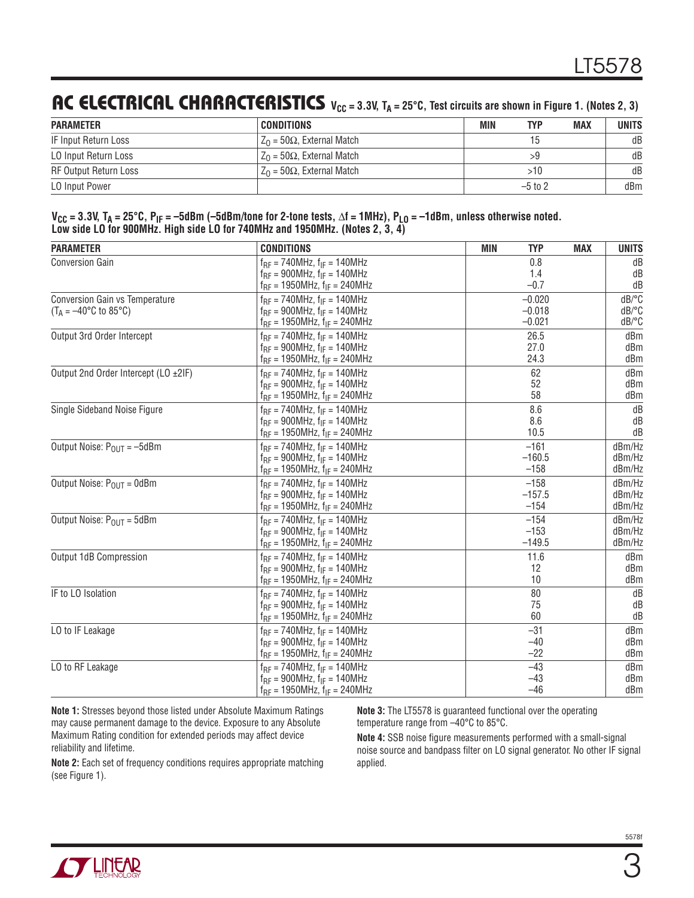## AC ELECTRICAL CHARACTERISTICS

$V_{CC}$ = 3.3V, $T_A$ = 25°C, Test circuits are shown in Figure 1. (Notes 2, 3)

| PARAMETER | CONDITIONS | MIN | TYP | MAX | UNITS |
|---|---|---|---|---|---|
| IF Input Return Loss | $Z_O$ = 50Ω, External Match | | 15 | | dB |
| LO Input Return Loss | $Z_O$ = 50Ω, External Match | | >9 | | dB |
| RF Output Return Loss | $Z_O$ = 50Ω, External Match | | >10 | | dB |
| LO Input Power | | | –5 to 2 | | dBm |

**$V_{CC}$ = 3.3V, $T_A$ = 25°C, $P_{IF}$ = –5dBm (–5dBm/tone for 2-tone tests, Δf = 1MHz), $P_{LO}$ = –1dBm, unless otherwise noted. Low side LO for 900MHz. High side LO for 740MHz and 1950MHz. (Notes 2, 3, 4)**

| PARAMETER | CONDITIONS | MIN | TYP | MAX | UNITS |
|---|---|---|---|---|---|
| Conversion Gain | $f_{RF}$ = 740MHz, $f_{IF}$ = 140MHz<br>$f_{RF}$ = 900MHz, $f_{IF}$ = 140MHz<br>$f_{RF}$ = 1950MHz, $f_{IF}$ = 240MHz | | 0.8<br>1.4<br>–0.7 | | dB<br>dB<br>dB |
| Conversion Gain vs Temperature ($T_A$ = –40°C to 85°C) | $f_{RF}$ = 740MHz, $f_{IF}$ = 140MHz<br>$f_{RF}$ = 900MHz, $f_{IF}$ = 140MHz<br>$f_{RF}$ = 1950MHz, $f_{IF}$ = 240MHz | | –0.020<br>–0.018<br>–0.021 | | dB/°C<br>dB/°C<br>dB/°C |
| Output 3rd Order Intercept | $f_{RF}$ = 740MHz, $f_{IF}$ = 140MHz<br>$f_{RF}$ = 900MHz, $f_{IF}$ = 140MHz<br>$f_{RF}$ = 1950MHz, $f_{IF}$ = 240MHz | | 26.5<br>27.0<br>24.3 | | dBm<br>dBm<br>dBm |
| Output 2nd Order Intercept (LO ±2IF) | $f_{RF}$ = 740MHz, $f_{IF}$ = 140MHz<br>$f_{RF}$ = 900MHz, $f_{IF}$ = 140MHz<br>$f_{RF}$ = 1950MHz, $f_{IF}$ = 240MHz | | 62<br>52<br>58 | | dBm<br>dBm<br>dBm |
| Single Sideband Noise Figure | $f_{RF}$ = 740MHz, $f_{IF}$ = 140MHz<br>$f_{RF}$ = 900MHz, $f_{IF}$ = 140MHz<br>$f_{RF}$ = 1950MHz, $f_{IF}$ = 240MHz | | 8.6<br>8.6<br>10.5 | | dB<br>dB<br>dB |
| Output Noise: $P_{OUT}$ = –5dBm | $f_{RF}$ = 740MHz, $f_{IF}$ = 140MHz<br>$f_{RF}$ = 900MHz, $f_{IF}$ = 140MHz<br>$f_{RF}$ = 1950MHz, $f_{IF}$ = 240MHz | | –161<br>–160.5<br>–158 | | dBm/Hz<br>dBm/Hz<br>dBm/Hz |
| Output Noise: $P_{OUT}$ = 0dBm | $f_{RF}$ = 740MHz, $f_{IF}$ = 140MHz<br>$f_{RF}$ = 900MHz, $f_{IF}$ = 140MHz<br>$f_{RF}$ = 1950MHz, $f_{IF}$ = 240MHz | | –158<br>–157.5<br>–154 | | dBm/Hz<br>dBm/Hz<br>dBm/Hz |
| Output Noise: $P_{OUT}$ = 5dBm | $f_{RF}$ = 740MHz, $f_{IF}$ = 140MHz<br>$f_{RF}$ = 900MHz, $f_{IF}$ = 140MHz<br>$f_{RF}$ = 1950MHz, $f_{IF}$ = 240MHz | | –154<br>–153<br>–149.5 | | dBm/Hz<br>dBm/Hz<br>dBm/Hz |
| Output 1dB Compression | $f_{RF}$ = 740MHz, $f_{IF}$ = 140MHz<br>$f_{RF}$ = 900MHz, $f_{IF}$ = 140MHz<br>$f_{RF}$ = 1950MHz, $f_{IF}$ = 240MHz | | 11.6<br>12<br>10 | | dBm<br>dBm<br>dBm |
| IF to LO Isolation | $f_{RF}$ = 740MHz, $f_{IF}$ = 140MHz<br>$f_{RF}$ = 900MHz, $f_{IF}$ = 140MHz<br>$f_{RF}$ = 1950MHz, $f_{IF}$ = 240MHz | | 80<br>75<br>60 | | dB<br>dB<br>dB |
| LO to IF Leakage | $f_{RF}$ = 740MHz, $f_{IF}$ = 140MHz<br>$f_{RF}$ = 900MHz, $f_{IF}$ = 140MHz<br>$f_{RF}$ = 1950MHz, $f_{IF}$ = 240MHz | | –31<br>–40<br>–22 | | dBm<br>dBm<br>dBm |
| LO to RF Leakage | $f_{RF}$ = 740MHz, $f_{IF}$ = 140MHz<br>$f_{RF}$ = 900MHz, $f_{IF}$ = 140MHz<br>$f_{RF}$ = 1950MHz, $f_{IF}$ = 240MHz | | –43<br>–43<br>–46 | | dBm<br>dBm<br>dBm |

**Note 1:** Stresses beyond those listed under Absolute Maximum Ratings may cause permanent damage to the device. Exposure to any Absolute Maximum Rating condition for extended periods may affect device reliability and lifetime.

**Note 2:** Each set of frequency conditions requires appropriate matching (see Figure 1).

**Note 3:** The LT5578 is guaranteed functional over the operating temperature range from –40°C to 85°C.

**Note 4:** SSB noise figure measurements performed with a small-signal noise source and bandpass filter on LO signal generator. No other IF signal applied.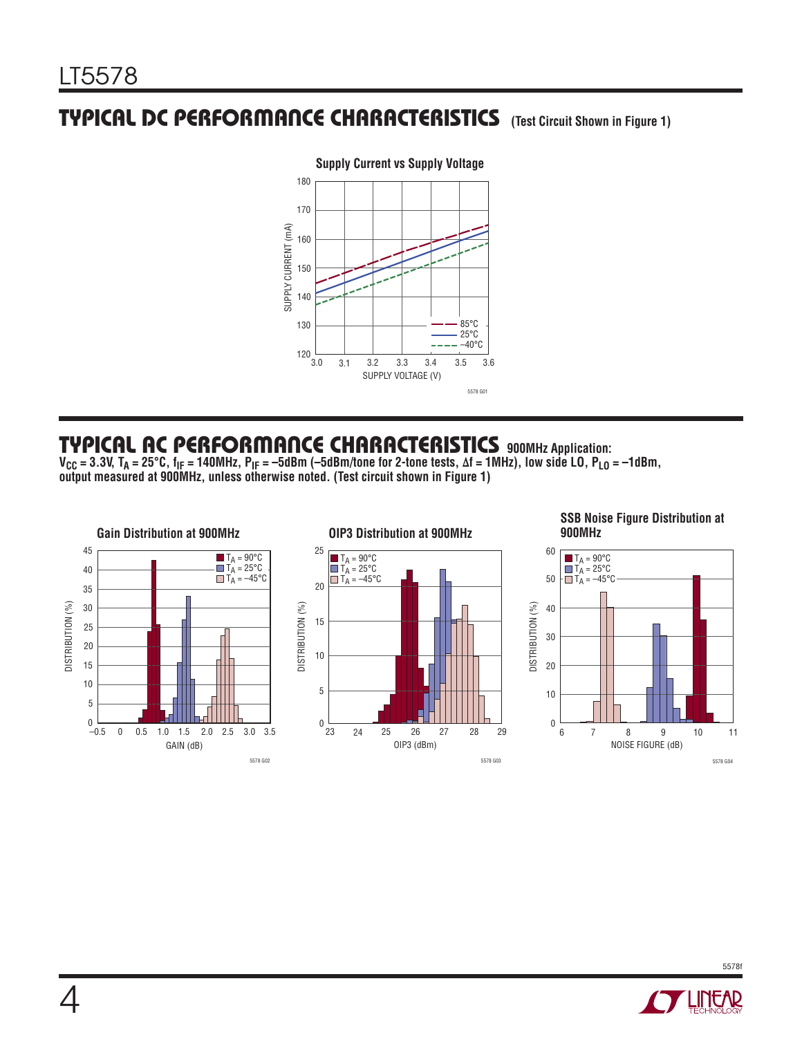## TYPICAL DC PERFORMANCE CHARACTERISTICS (Test Circuit Shown in Figure 1)

**Supply Current vs Supply Voltage**

SUPPLY CURRENT (mA) vs SUPPLY VOLTAGE (V); curves: 85°C, 25°C, –40°C

5578 G01

## TYPICAL AC PERFORMANCE CHARACTERISTICS 900MHz Application:

**$V_{CC}$ = 3.3V, $T_A$ = 25°C, $f_{IF}$ = 140MHz, $P_{IF}$ = –5dBm (–5dBm/tone for 2-tone tests, Δf = 1MHz), low side LO, $P_{LO}$ = –1dBm, output measured at 900MHz, unless otherwise noted. (Test circuit shown in Figure 1)**

**Gain Distribution at 900MHz**

DISTRIBUTION (%) vs GAIN (dB); $T_A$ = 90°C, $T_A$ = 25°C, $T_A$ = –45°C

5578 G02

**OIP3 Distribution at 900MHz**

DISTRIBUTION (%) vs OIP3 (dBm); $T_A$ = 90°C, $T_A$ = 25°C, $T_A$ = –45°C

5578 G03

**SSB Noise Figure Distribution at 900MHz**

DISTRIBUTION (%) vs NOISE FIGURE (dB); $T_A$ = 90°C, $T_A$ = 25°C, $T_A$ = –45°C

5578 G04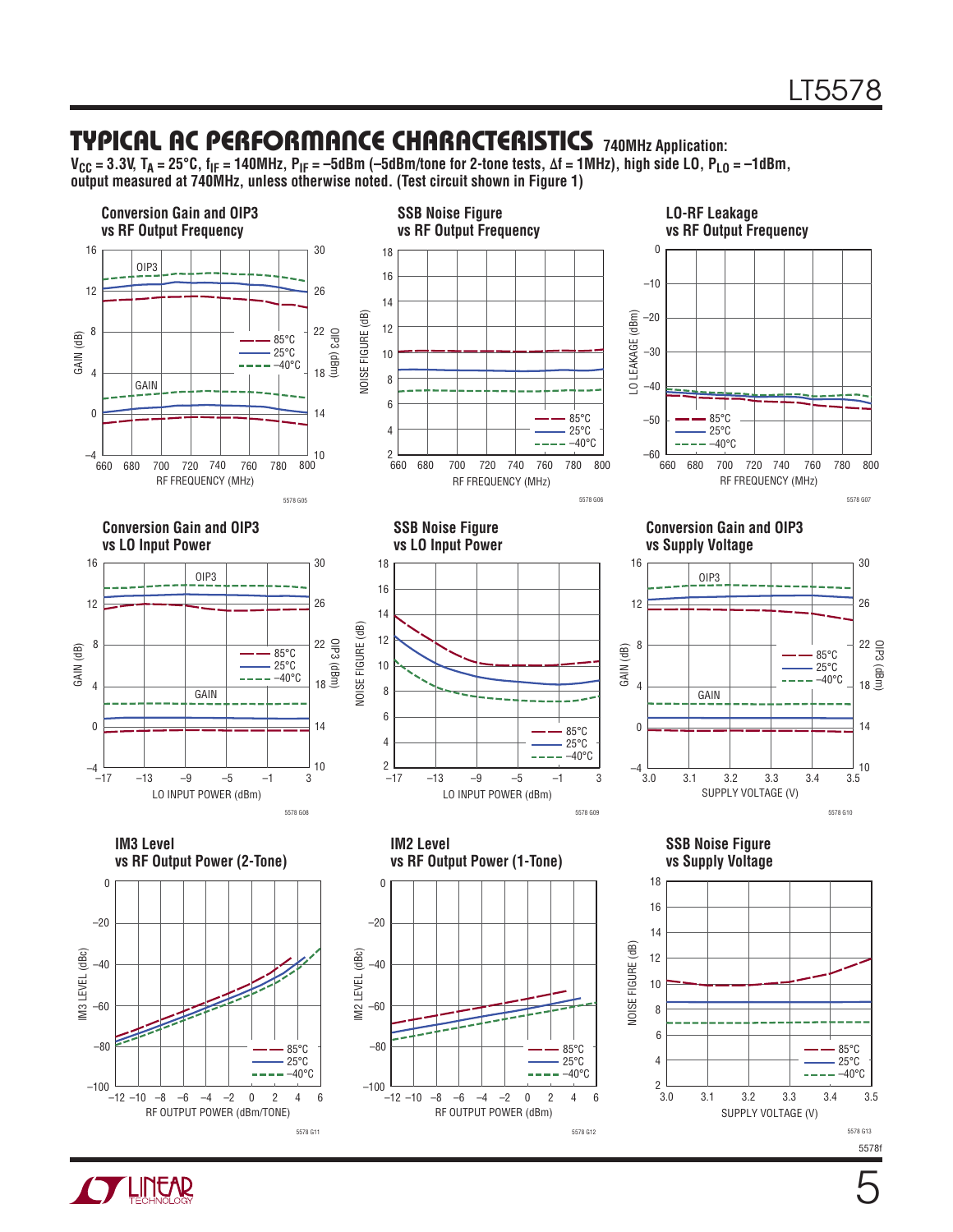## TYPICAL AC PERFORMANCE CHARACTERISTICS

**740MHz Application:** $V_{CC}$ = 3.3V, $T_A$ = 25°C, $f_{IF}$ = 140MHz, $P_{IF}$ = –5dBm (–5dBm/tone for 2-tone tests, Δf = 1MHz), high side LO, $P_{LO}$ = –1dBm, output measured at 740MHz, unless otherwise noted. (Test circuit shown in Figure 1)

**Conversion Gain and OIP3 vs RF Output Frequency**

5578 G05

**SSB Noise Figure vs RF Output Frequency**

5578 G06

**LO-RF Leakage vs RF Output Frequency**

5578 G07

**Conversion Gain and OIP3 vs LO Input Power**

5578 G08

**SSB Noise Figure vs LO Input Power**

5578 G09

**Conversion Gain and OIP3 vs Supply Voltage**

5578 G10

**IM3 Level vs RF Output Power (2-Tone)**

5578 G11

**IM2 Level vs RF Output Power (1-Tone)**

5578 G12

**SSB Noise Figure vs Supply Voltage**

5578 G13

5578f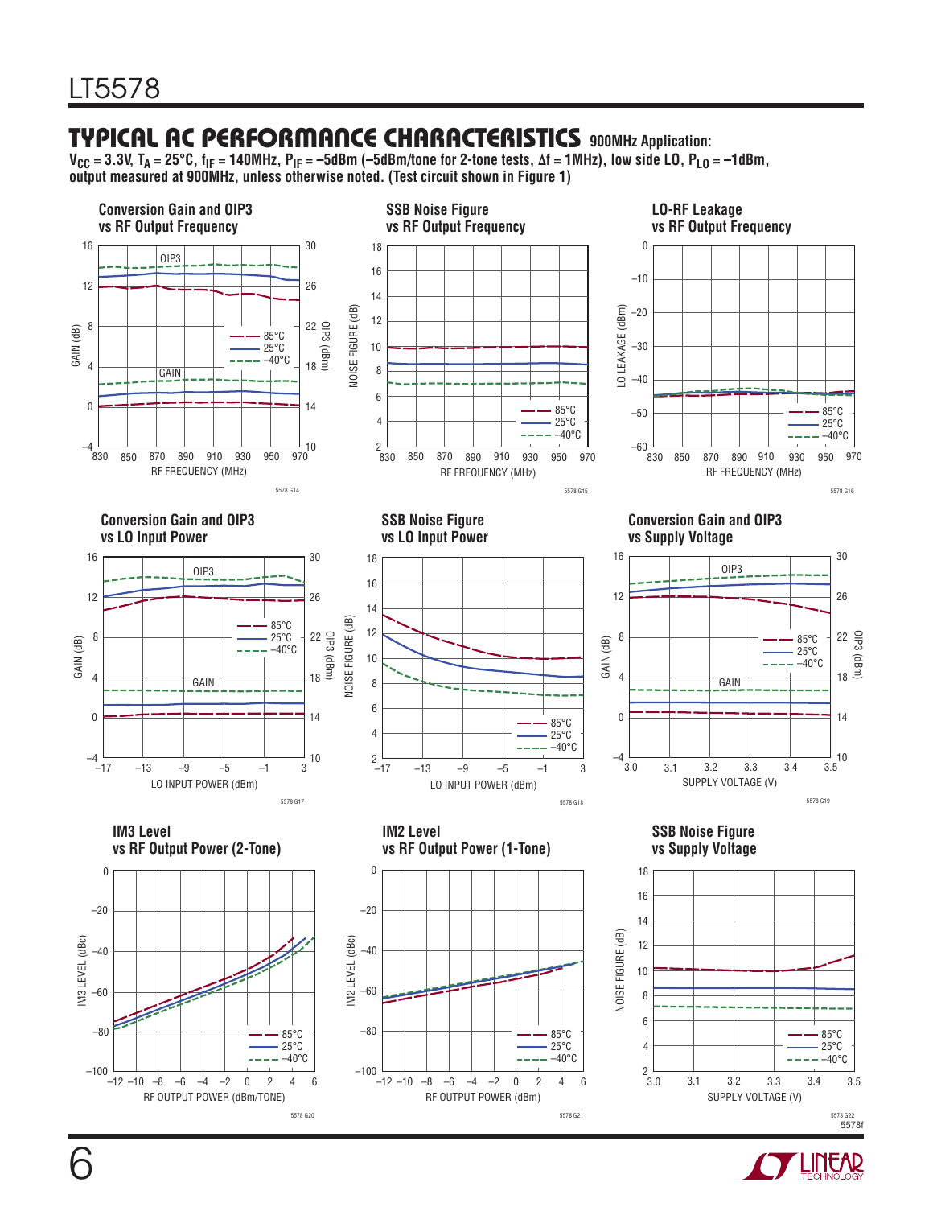## TYPICAL AC PERFORMANCE CHARACTERISTICS 900MHz Application:

$V_{CC}$ = 3.3V, $T_A$ = 25°C, $f_{IF}$ = 140MHz, $P_{IF}$ = –5dBm (–5dBm/tone for 2-tone tests, Δf = 1MHz), low side LO, $P_{LO}$ = –1dBm, output measured at 900MHz, unless otherwise noted. (Test circuit shown in Figure 1)

**Conversion Gain and OIP3 vs RF Output Frequency**

**SSB Noise Figure vs RF Output Frequency**

**LO-RF Leakage vs RF Output Frequency**

**Conversion Gain and OIP3 vs LO Input Power**

**SSB Noise Figure vs LO Input Power**

**Conversion Gain and OIP3 vs Supply Voltage**

**IM3 Level vs RF Output Power (2-Tone)**

**IM2 Level vs RF Output Power (1-Tone)**

**SSB Noise Figure vs Supply Voltage**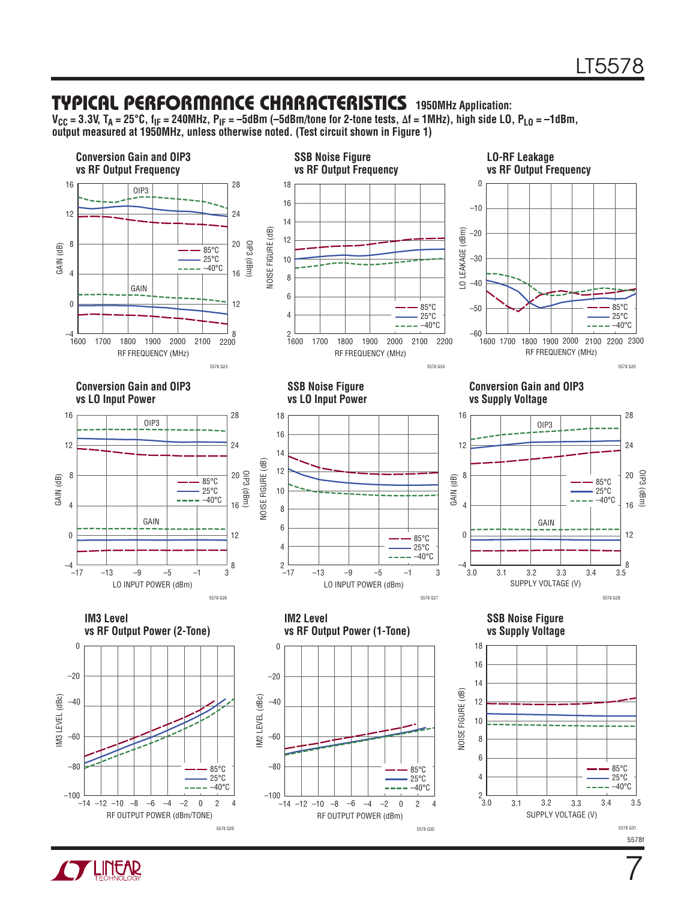## TYPICAL PERFORMANCE CHARACTERISTICS 1950MHz Application:

**$V_{CC}$ = 3.3V, $T_A$ = 25°C, $f_{IF}$ = 240MHz, $P_{IF}$ = –5dBm (–5dBm/tone for 2-tone tests, Δf = 1MHz), high side LO, $P_{LO}$ = –1dBm, output measured at 1950MHz, unless otherwise noted. (Test circuit shown in Figure 1)**

**Conversion Gain and OIP3 vs RF Output Frequency**

5578 G23

**SSB Noise Figure vs RF Output Frequency**

5578 G24

**LO-RF Leakage vs RF Output Frequency**

5578 G25

**Conversion Gain and OIP3 vs LO Input Power**

5578 G26

**SSB Noise Figure vs LO Input Power**

5578 G27

**Conversion Gain and OIP3 vs Supply Voltage**

5578 G28

**IM3 Level vs RF Output Power (2-Tone)**

5578 G29

**IM2 Level vs RF Output Power (1-Tone)**

5578 G30

**SSB Noise Figure vs Supply Voltage**

5578 G31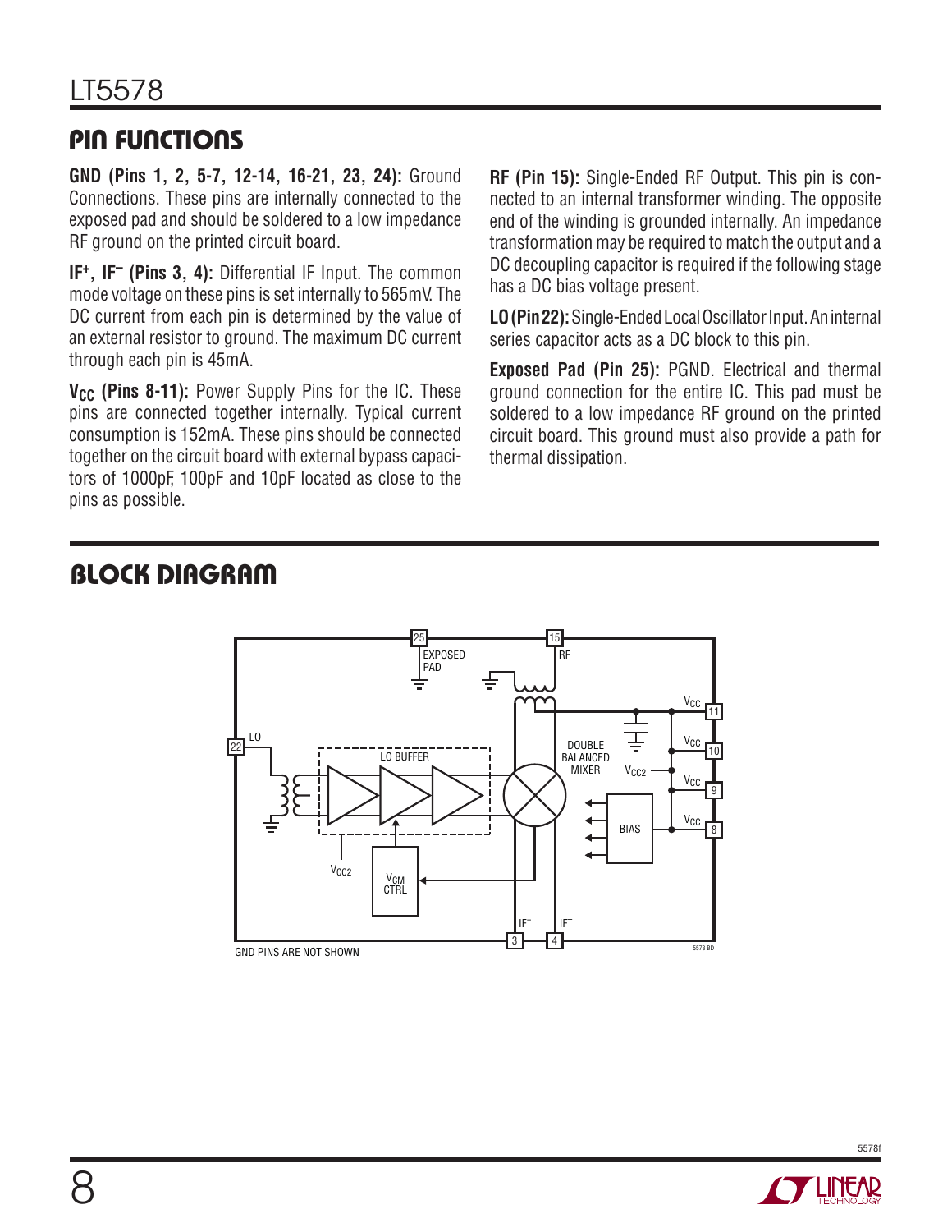## PIN FUNCTIONS

**GND (Pins 1, 2, 5-7, 12-14, 16-21, 23, 24):** Ground Connections. These pins are internally connected to the exposed pad and should be soldered to a low impedance RF ground on the printed circuit board.

**$IF^+$, $IF^-$ (Pins 3, 4):** Differential IF Input. The common mode voltage on these pins is set internally to 565mV. The DC current from each pin is determined by the value of an external resistor to ground. The maximum DC current through each pin is 45mA.

**$V_{CC}$ (Pins 8-11):** Power Supply Pins for the IC. These pins are connected together internally. Typical current consumption is 152mA. These pins should be connected together on the circuit board with external bypass capacitors of 1000pF, 100pF and 10pF located as close to the pins as possible.

**RF (Pin 15):** Single-Ended RF Output. This pin is connected to an internal transformer winding. The opposite end of the winding is grounded internally. An impedance transformation may be required to match the output and a DC decoupling capacitor is required if the following stage has a DC bias voltage present.

**LO (Pin 22):** Single-Ended Local Oscillator Input. An internal series capacitor acts as a DC block to this pin.

**Exposed Pad (Pin 25):** PGND. Electrical and thermal ground connection for the entire IC. This pad must be soldered to a low impedance RF ground on the printed circuit board. This ground must also provide a path for thermal dissipation.

## BLOCK DIAGRAM

GND PINS ARE NOT SHOWN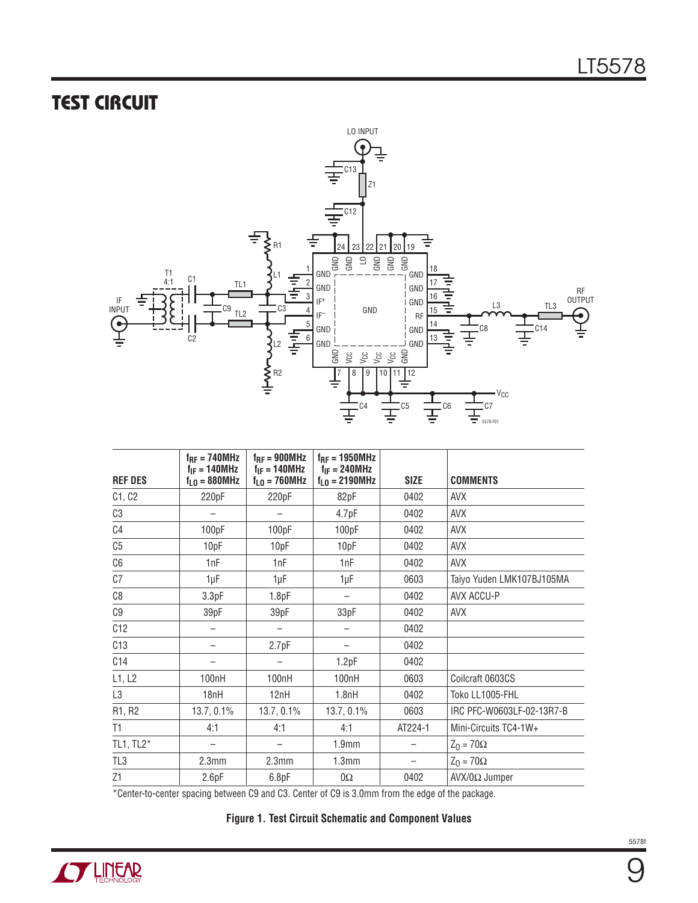## TEST CIRCUIT

| REF DES | $f_{RF}$ = 740MHz $f_{IF}$ = 140MHz $f_{LO}$ = 880MHz | $f_{RF}$ = 900MHz $f_{IF}$ = 140MHz $f_{LO}$ = 760MHz | $f_{RF}$ = 1950MHz $f_{IF}$ = 240MHz $f_{LO}$ = 2190MHz | SIZE | COMMENTS |
|---|---|---|---|---|---|
| C1, C2 | 220pF | 220pF | 82pF | 0402 | AVX |
| C3 | – | – | 4.7pF | 0402 | AVX |
| C4 | 100pF | 100pF | 100pF | 0402 | AVX |
| C5 | 10pF | 10pF | 10pF | 0402 | AVX |
| C6 | 1nF | 1nF | 1nF | 0402 | AVX |
| C7 | 1µF | 1µF | 1µF | 0603 | Taiyo Yuden LMK107BJ105MA |
| C8 | 3.3pF | 1.8pF | – | 0402 | AVX ACCU-P |
| C9 | 39pF | 39pF | 33pF | 0402 | AVX |
| C12 | – | – | – | 0402 | |
| C13 | – | 2.7pF | – | 0402 | |
| C14 | – | – | 1.2pF | 0402 | |
| L1, L2 | 100nH | 100nH | 100nH | 0603 | Coilcraft 0603CS |
| L3 | 18nH | 12nH | 1.8nH | 0402 | Toko LL1005-FHL |
| R1, R2 | 13.7, 0.1% | 13.7, 0.1% | 13.7, 0.1% | 0603 | IRC PFC-W0603LF-02-13R7-B |
| T1 | 4:1 | 4:1 | 4:1 | AT224-1 | Mini-Circuits TC4-1W+ |
| TL1, TL2* | – | – | 1.9mm | – | $Z_0$ = 70Ω |
| TL3 | 2.3mm | 2.3mm | 1.3mm | – | $Z_0$ = 70Ω |
| Z1 | 2.6pF | 6.8pF | 0Ω | 0402 | AVX/0Ω Jumper |

*Center-to-center spacing between C9 and C3. Center of C9 is 3.0mm from the edge of the package.

**Figure 1. Test Circuit Schematic and Component Values**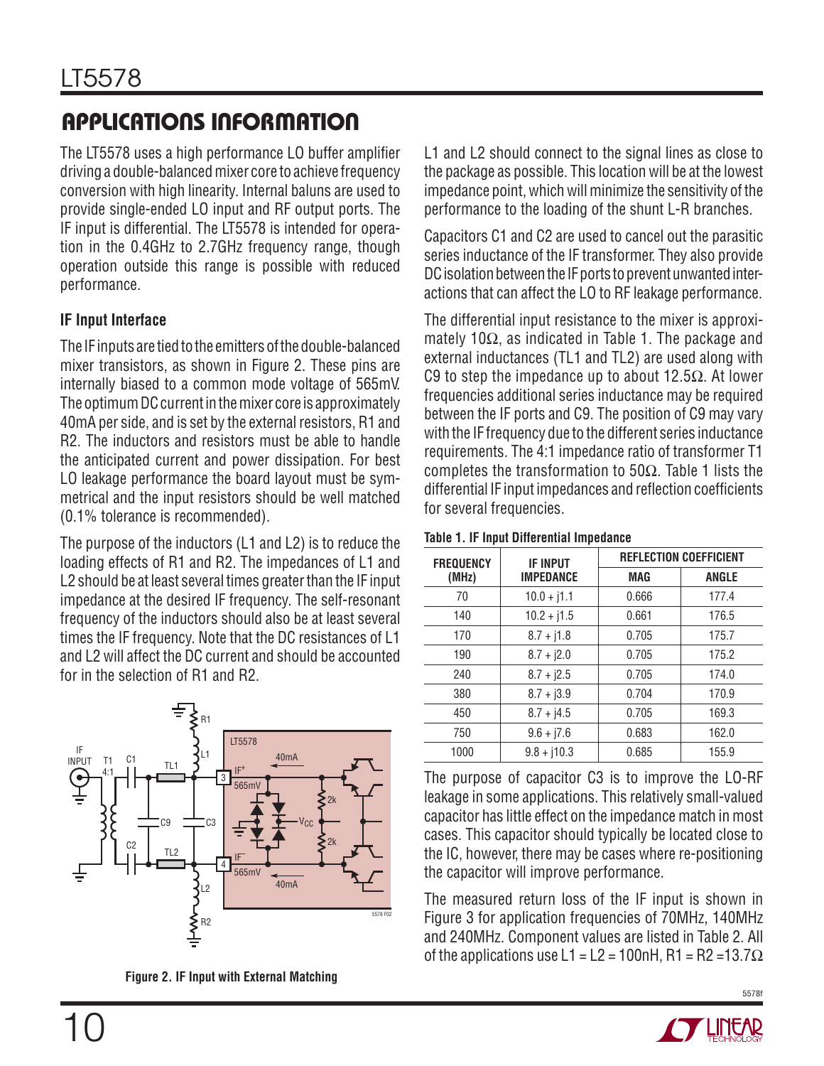## APPLICATIONS INFORMATION

The LT5578 uses a high performance LO buffer amplifier driving a double-balanced mixer core to achieve frequency conversion with high linearity. Internal baluns are used to provide single-ended LO input and RF output ports. The IF input is differential. The LT5578 is intended for operation in the 0.4GHz to 2.7GHz frequency range, though operation outside this range is possible with reduced performance.

### IF Input Interface

The IF inputs are tied to the emitters of the double-balanced mixer transistors, as shown in Figure 2. These pins are internally biased to a common mode voltage of 565mV. The optimum DC current in the mixer core is approximately 40mA per side, and is set by the external resistors, R1 and R2. The inductors and resistors must be able to handle the anticipated current and power dissipation. For best LO leakage performance the board layout must be symmetrical and the input resistors should be well matched (0.1% tolerance is recommended).

The purpose of the inductors (L1 and L2) is to reduce the loading effects of R1 and R2. The impedances of L1 and L2 should be at least several times greater than the IF input impedance at the desired IF frequency. The self-resonant frequency of the inductors should also be at least several times the IF frequency. Note that the DC resistances of L1 and L2 will affect the DC current and should be accounted for in the selection of R1 and R2.

Figure 2. IF Input with External Matching

L1 and L2 should connect to the signal lines as close to the package as possible. This location will be at the lowest impedance point, which will minimize the sensitivity of the performance to the loading of the shunt L-R branches.

Capacitors C1 and C2 are used to cancel out the parasitic series inductance of the IF transformer. They also provide DC isolation between the IF ports to prevent unwanted interactions that can affect the LO to RF leakage performance.

The differential input resistance to the mixer is approximately 10Ω, as indicated in Table 1. The package and external inductances (TL1 and TL2) are used along with C9 to step the impedance up to about 12.5Ω. At lower frequencies additional series inductance may be required between the IF ports and C9. The position of C9 may vary with the IF frequency due to the different series inductance requirements. The 4:1 impedance ratio of transformer T1 completes the transformation to 50Ω. Table 1 lists the differential IF input impedances and reflection coefficients for several frequencies.

**Table 1. IF Input Differential Impedance**

| FREQUENCY (MHz) | IF INPUT IMPEDANCE | REFLECTION COEFFICIENT | |
|---|---|---|---|
| | | MAG | ANGLE |
| 70 | 10.0 + j1.1 | 0.666 | 177.4 |
| 140 | 10.2 + j1.5 | 0.661 | 176.5 |
| 170 | 8.7 + j1.8 | 0.705 | 175.7 |
| 190 | 8.7 + j2.0 | 0.705 | 175.2 |
| 240 | 8.7 + j2.5 | 0.705 | 174.0 |
| 380 | 8.7 + j3.9 | 0.704 | 170.9 |
| 450 | 8.7 + j4.5 | 0.705 | 169.3 |
| 750 | 9.6 + j7.6 | 0.683 | 162.0 |
| 1000 | 9.8 + j10.3 | 0.685 | 155.9 |

The purpose of capacitor C3 is to improve the LO-RF leakage in some applications. This relatively small-valued capacitor has little effect on the impedance match in most cases. This capacitor should typically be located close to the IC, however, there may be cases where re-positioning the capacitor will improve performance.

The measured return loss of the IF input is shown in Figure 3 for application frequencies of 70MHz, 140MHz and 240MHz. Component values are listed in Table 2. All of the applications use L1 = L2 = 100nH, R1 = R2 =13.7Ω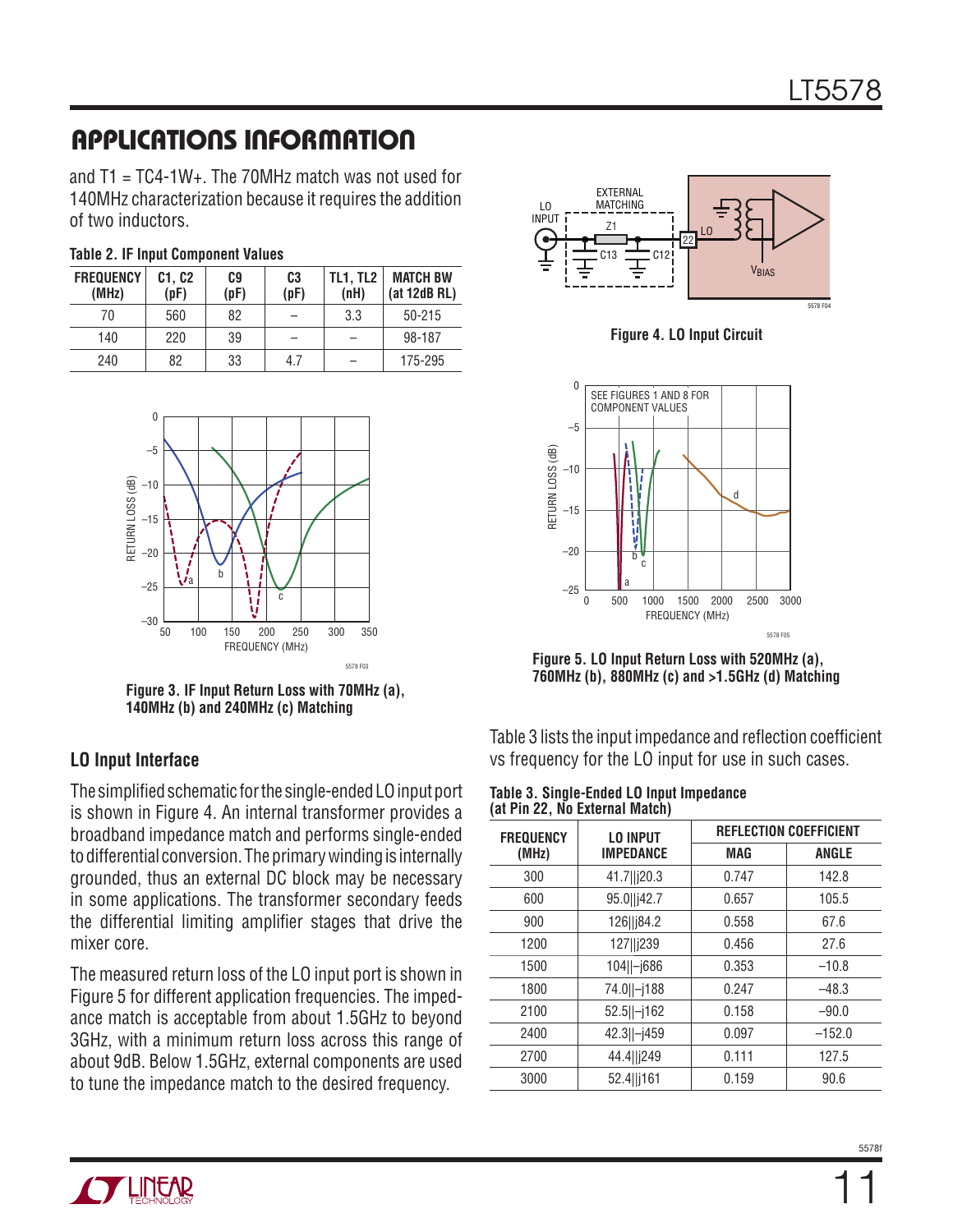## APPLICATIONS INFORMATION

and T1 = TC4-1W+. The 70MHz match was not used for 140MHz characterization because it requires the addition of two inductors.

**Table 2. IF Input Component Values**

| FREQUENCY (MHz) | C1, C2 (pF) | C9 (pF) | C3 (pF) | TL1, TL2 (nH) | MATCH BW (at 12dB RL) |
|---|---|---|---|---|---|
| 70 | 560 | 82 | – | 3.3 | 50-215 |
| 140 | 220 | 39 | – | – | 98-187 |
| 240 | 82 | 33 | 4.7 | – | 175-295 |

**Figure 3. IF Input Return Loss with 70MHz (a), 140MHz (b) and 240MHz (c) Matching**

### LO Input Interface

The simplified schematic for the single-ended LO input port is shown in Figure 4. An internal transformer provides a broadband impedance match and performs single-ended to differential conversion. The primary winding is internally grounded, thus an external DC block may be necessary in some applications. The transformer secondary feeds the differential limiting amplifier stages that drive the mixer core.

The measured return loss of the LO input port is shown in Figure 5 for different application frequencies. The impedance match is acceptable from about 1.5GHz to beyond 3GHz, with a minimum return loss across this range of about 9dB. Below 1.5GHz, external components are used to tune the impedance match to the desired frequency.

**Figure 4. LO Input Circuit**

**Figure 5. LO Input Return Loss with 520MHz (a), 760MHz (b), 880MHz (c) and >1.5GHz (d) Matching**

Table 3 lists the input impedance and reflection coefficient vs frequency for the LO input for use in such cases.

**Table 3. Single-Ended LO Input Impedance (at Pin 22, No External Match)**

| FREQUENCY (MHz) | LO INPUT IMPEDANCE | REFLECTION COEFFICIENT | |
|---|---|---|---|
| | | MAG | ANGLE |
| 300 | 41.7‖j20.3 | 0.747 | 142.8 |
| 600 | 95.0‖j42.7 | 0.657 | 105.5 |
| 900 | 126‖j84.2 | 0.558 | 67.6 |
| 1200 | 127‖j239 | 0.456 | 27.6 |
| 1500 | 104‖–j686 | 0.353 | –10.8 |
| 1800 | 74.0‖–j188 | 0.247 | –48.3 |
| 2100 | 52.5‖–j162 | 0.158 | –90.0 |
| 2400 | 42.3‖–j459 | 0.097 | –152.0 |
| 2700 | 44.4‖j249 | 0.111 | 127.5 |
| 3000 | 52.4‖j161 | 0.159 | 90.6 |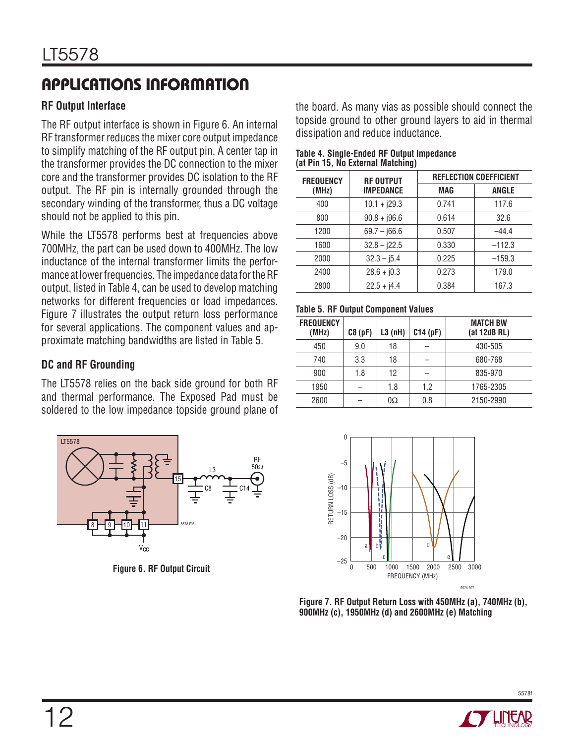## APPLICATIONS INFORMATION

### RF Output Interface

The RF output interface is shown in Figure 6. An internal RF transformer reduces the mixer core output impedance to simplify matching of the RF output pin. A center tap in the transformer provides the DC connection to the mixer core and the transformer provides DC isolation to the RF output. The RF pin is internally grounded through the secondary winding of the transformer, thus a DC voltage should not be applied to this pin.

While the LT5578 performs best at frequencies above 700MHz, the part can be used down to 400MHz. The low inductance of the internal transformer limits the performance at lower frequencies. The impedance data for the RF output, listed in Table 4, can be used to develop matching networks for different frequencies or load impedances. Figure 7 illustrates the output return loss performance for several applications. The component values and approximate matching bandwidths are listed in Table 5.

### DC and RF Grounding

The LT5578 relies on the back side ground for both RF and thermal performance. The Exposed Pad must be soldered to the low impedance topside ground plane of the board. As many vias as possible should connect the topside ground to other ground layers to aid in thermal dissipation and reduce inductance.

**Table 4. Single-Ended RF Output Impedance (at Pin 15, No External Matching)**

| FREQUENCY (MHz) | RF OUTPUT IMPEDANCE | REFLECTION COEFFICIENT | |
|---|---|---|---|
| | | MAG | ANGLE |
| 400 | 10.1 + j29.3 | 0.741 | 117.6 |
| 800 | 90.8 + j96.6 | 0.614 | 32.6 |
| 1200 | 69.7 – j66.6 | 0.507 | –44.4 |
| 1600 | 32.8 – j22.5 | 0.330 | –112.3 |
| 2000 | 32.3 – j5.4 | 0.225 | –159.3 |
| 2400 | 28.6 + j0.3 | 0.273 | 179.0 |
| 2800 | 22.5 + j4.4 | 0.384 | 167.3 |

**Table 5. RF Output Component Values**

| FREQUENCY (MHz) | C8 (pF) | L3 (nH) | C14 (pF) | MATCH BW (at 12dB RL) |
|---|---|---|---|---|
| 450 | 9.0 | 18 | – | 430-505 |
| 740 | 3.3 | 18 | – | 680-768 |
| 900 | 1.8 | 12 | – | 835-970 |
| 1950 | – | 1.8 | 1.2 | 1765-2305 |
| 2600 | – | 0Ω | 0.8 | 2150-2990 |

**Figure 6. RF Output Circuit**

**Figure 7. RF Output Return Loss with 450MHz (a), 740MHz (b), 900MHz (c), 1950MHz (d) and 2600MHz (e) Matching**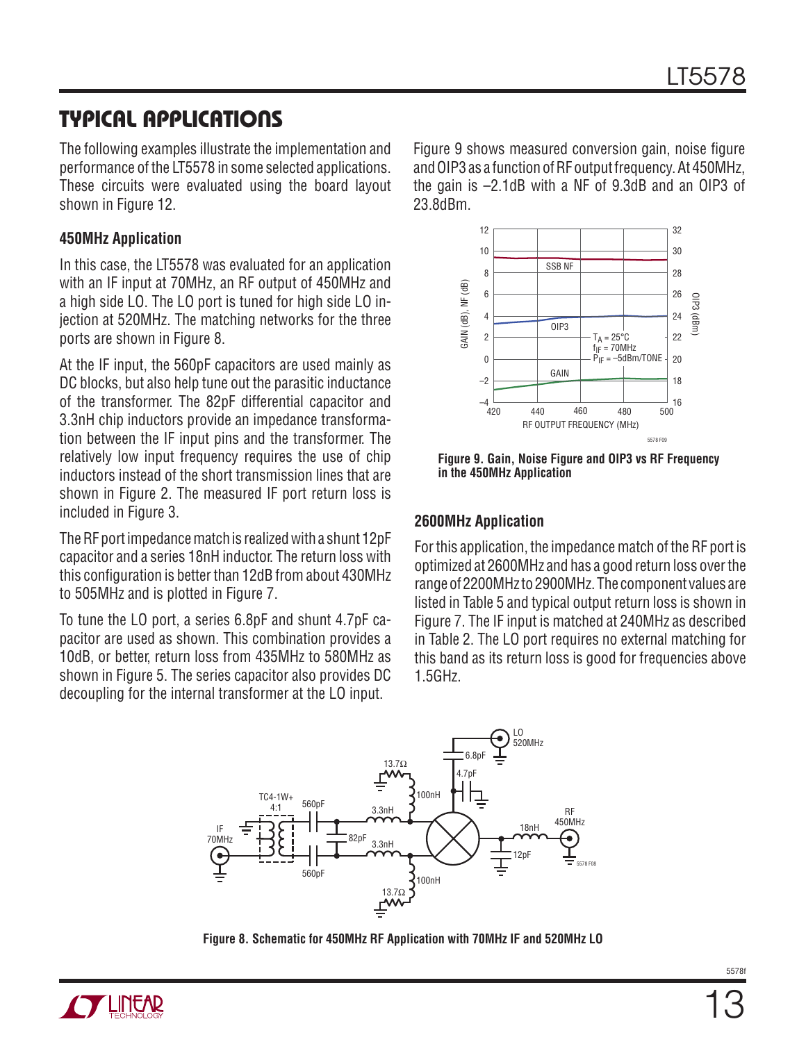## TYPICAL APPLICATIONS

The following examples illustrate the implementation and performance of the LT5578 in some selected applications. These circuits were evaluated using the board layout shown in Figure 12.

### 450MHz Application

In this case, the LT5578 was evaluated for an application with an IF input at 70MHz, an RF output of 450MHz and a high side LO. The LO port is tuned for high side LO injection at 520MHz. The matching networks for the three ports are shown in Figure 8.

At the IF input, the 560pF capacitors are used mainly as DC blocks, but also help tune out the parasitic inductance of the transformer. The 82pF differential capacitor and 3.3nH chip inductors provide an impedance transformation between the IF input pins and the transformer. The relatively low input frequency requires the use of chip inductors instead of the short transmission lines that are shown in Figure 2. The measured IF port return loss is included in Figure 3.

The RF port impedance match is realized with a shunt 12pF capacitor and a series 18nH inductor. The return loss with this configuration is better than 12dB from about 430MHz to 505MHz and is plotted in Figure 7.

To tune the LO port, a series 6.8pF and shunt 4.7pF capacitor are used as shown. This combination provides a 10dB, or better, return loss from 435MHz to 580MHz as shown in Figure 5. The series capacitor also provides DC decoupling for the internal transformer at the LO input.

Figure 9 shows measured conversion gain, noise figure and OIP3 as a function of RF output frequency. At 450MHz, the gain is –2.1dB with a NF of 9.3dB and an OIP3 of 23.8dBm.

**Figure 9. Gain, Noise Figure and OIP3 vs RF Frequency in the 450MHz Application**

### 2600MHz Application

For this application, the impedance match of the RF port is optimized at 2600MHz and has a good return loss over the range of 2200MHz to 2900MHz. The component values are listed in Table 5 and typical output return loss is shown in Figure 7. The IF input is matched at 240MHz as described in Table 2. The LO port requires no external matching for this band as its return loss is good for frequencies above 1.5GHz.

**Figure 8. Schematic for 450MHz RF Application with 70MHz IF and 520MHz LO**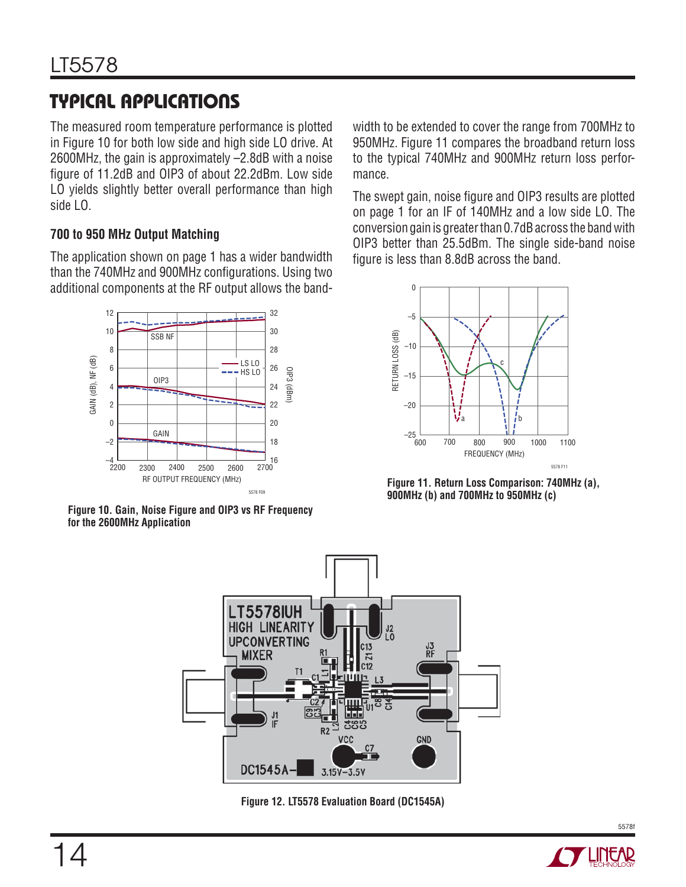## TYPICAL APPLICATIONS

The measured room temperature performance is plotted in Figure 10 for both low side and high side LO drive. At 2600MHz, the gain is approximately –2.8dB with a noise figure of 11.2dB and OIP3 of about 22.2dBm. Low side LO yields slightly better overall performance than high side LO.

### 700 to 950 MHz Output Matching

The application shown on page 1 has a wider bandwidth than the 740MHz and 900MHz configurations. Using two additional components at the RF output allows the bandwidth to be extended to cover the range from 700MHz to 950MHz. Figure 11 compares the broadband return loss to the typical 740MHz and 900MHz return loss performance.

The swept gain, noise figure and OIP3 results are plotted on page 1 for an IF of 140MHz and a low side LO. The conversion gain is greater than 0.7dB across the band with OIP3 better than 25.5dBm. The single side-band noise figure is less than 8.8dB across the band.

**Figure 10. Gain, Noise Figure and OIP3 vs RF Frequency for the 2600MHz Application**

**Figure 11. Return Loss Comparison: 740MHz (a), 900MHz (b) and 700MHz to 950MHz (c)**

**Figure 12. LT5578 Evaluation Board (DC1545A)**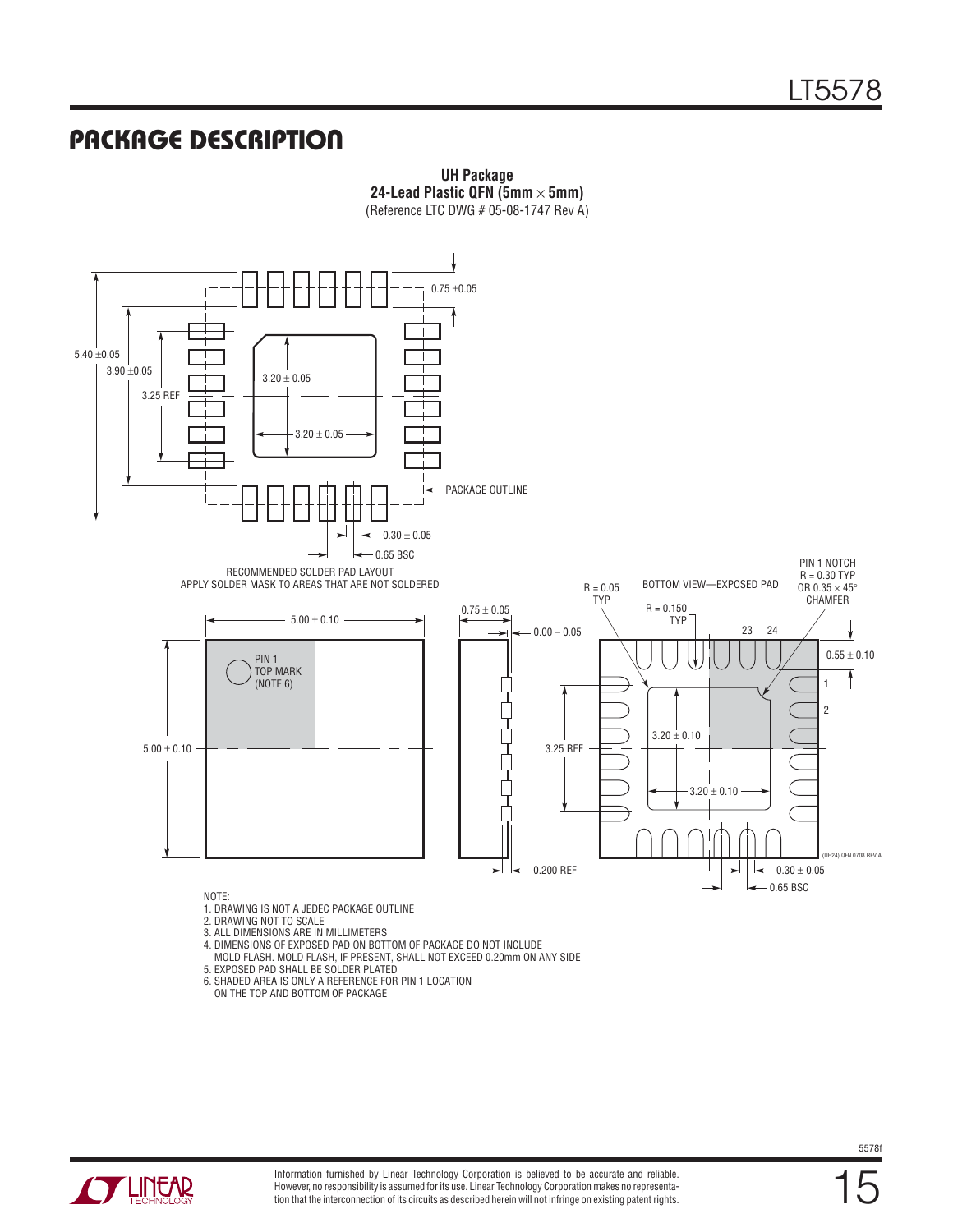## PACKAGE DESCRIPTION

**UH Package**
**24-Lead Plastic QFN (5mm × 5mm)**
(Reference LTC DWG # 05-08-1747 Rev A)

5.40 ±0.05

3.90 ±0.05

3.25 REF

3.20 ± 0.05

3.20 ± 0.05

0.75 ±0.05

PACKAGE OUTLINE

0.30 ± 0.05

0.65 BSC

RECOMMENDED SOLDER PAD LAYOUT
APPLY SOLDER MASK TO AREAS THAT ARE NOT SOLDERED

5.00 ± 0.10

5.00 ± 0.10

PIN 1 TOP MARK (NOTE 6)

0.75 ± 0.05

0.00 – 0.05

0.200 REF

R = 0.05 TYP

BOTTOM VIEW—EXPOSED PAD

R = 0.150 TYP

PIN 1 NOTCH R = 0.30 TYP OR 0.35 × 45° CHAMFER

23 24

0.55 ± 0.10

1

2

3.25 REF

3.20 ± 0.10

3.20 ± 0.10

0.30 ± 0.05

0.65 BSC

(UH24) QFN 0708 REV A

NOTE:
1. DRAWING IS NOT A JEDEC PACKAGE OUTLINE
2. DRAWING NOT TO SCALE
3. ALL DIMENSIONS ARE IN MILLIMETERS
4. DIMENSIONS OF EXPOSED PAD ON BOTTOM OF PACKAGE DO NOT INCLUDE MOLD FLASH. MOLD FLASH, IF PRESENT, SHALL NOT EXCEED 0.20mm ON ANY SIDE
5. EXPOSED PAD SHALL BE SOLDER PLATED
6. SHADED AREA IS ONLY A REFERENCE FOR PIN 1 LOCATION ON THE TOP AND BOTTOM OF PACKAGE

Information furnished by Linear Technology Corporation is believed to be accurate and reliable. However, no responsibility is assumed for its use. Linear Technology Corporation makes no representation that the interconnection of its circuits as described herein will not infringe on existing patent rights.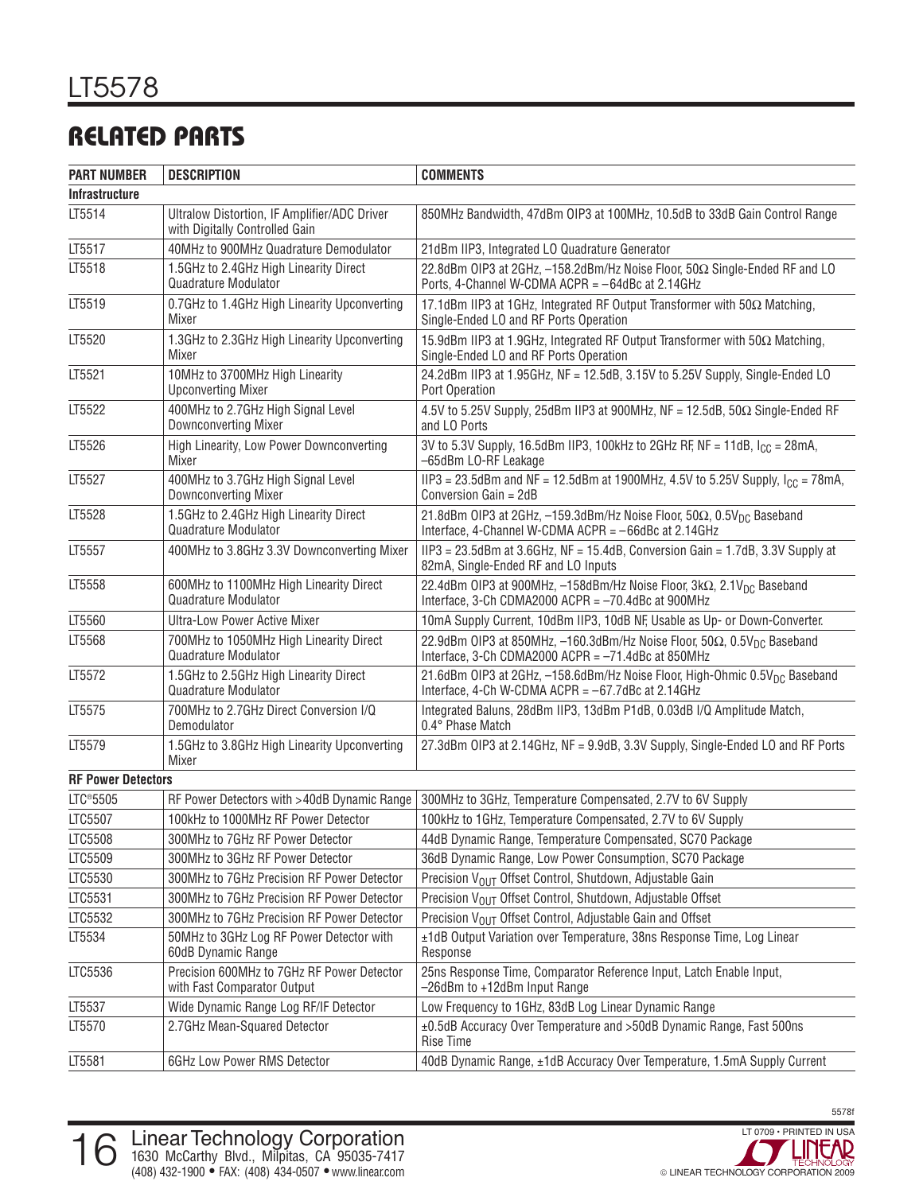## RELATED PARTS

| PART NUMBER | DESCRIPTION | COMMENTS |
|---|---|---|
| **Infrastructure** | | |
| LT5514 | Ultralow Distortion, IF Amplifier/ADC Driver with Digitally Controlled Gain | 850MHz Bandwidth, 47dBm OIP3 at 100MHz, 10.5dB to 33dB Gain Control Range |
| LT5517 | 40MHz to 900MHz Quadrature Demodulator | 21dBm IIP3, Integrated LO Quadrature Generator |
| LT5518 | 1.5GHz to 2.4GHz High Linearity Direct Quadrature Modulator | 22.8dBm OIP3 at 2GHz, –158.2dBm/Hz Noise Floor, 50Ω Single-Ended RF and LO Ports, 4-Channel W-CDMA ACPR = –64dBc at 2.14GHz |
| LT5519 | 0.7GHz to 1.4GHz High Linearity Upconverting Mixer | 17.1dBm IIP3 at 1GHz, Integrated RF Output Transformer with 50Ω Matching, Single-Ended LO and RF Ports Operation |
| LT5520 | 1.3GHz to 2.3GHz High Linearity Upconverting Mixer | 15.9dBm IIP3 at 1.9GHz, Integrated RF Output Transformer with 50Ω Matching, Single-Ended LO and RF Ports Operation |
| LT5521 | 10MHz to 3700MHz High Linearity Upconverting Mixer | 24.2dBm IIP3 at 1.95GHz, NF = 12.5dB, 3.15V to 5.25V Supply, Single-Ended LO Port Operation |
| LT5522 | 400MHz to 2.7GHz High Signal Level Downconverting Mixer | 4.5V to 5.25V Supply, 25dBm IIP3 at 900MHz, NF = 12.5dB, 50Ω Single-Ended RF and LO Ports |
| LT5526 | High Linearity, Low Power Downconverting Mixer | 3V to 5.3V Supply, 16.5dBm IIP3, 100kHz to 2GHz RF, NF = 11dB, $I_{CC}$ = 28mA, –65dBm LO-RF Leakage |
| LT5527 | 400MHz to 3.7GHz High Signal Level Downconverting Mixer | IIP3 = 23.5dBm and NF = 12.5dBm at 1900MHz, 4.5V to 5.25V Supply, $I_{CC}$ = 78mA, Conversion Gain = 2dB |
| LT5528 | 1.5GHz to 2.4GHz High Linearity Direct Quadrature Modulator | 21.8dBm OIP3 at 2GHz, –159.3dBm/Hz Noise Floor, 50Ω, $0.5V_{DC}$ Baseband Interface, 4-Channel W-CDMA ACPR = –66dBc at 2.14GHz |
| LT5557 | 400MHz to 3.8GHz 3.3V Downconverting Mixer | IIP3 = 23.5dBm at 3.6GHz, NF = 15.4dB, Conversion Gain = 1.7dB, 3.3V Supply at 82mA, Single-Ended RF and LO Inputs |
| LT5558 | 600MHz to 1100MHz High Linearity Direct Quadrature Modulator | 22.4dBm OIP3 at 900MHz, –158dBm/Hz Noise Floor, 3kΩ, $2.1V_{DC}$ Baseband Interface, 3-Ch CDMA2000 ACPR = –70.4dBc at 900MHz |
| LT5560 | Ultra-Low Power Active Mixer | 10mA Supply Current, 10dBm IIP3, 10dB NF, Usable as Up- or Down-Converter. |
| LT5568 | 700MHz to 1050MHz High Linearity Direct Quadrature Modulator | 22.9dBm OIP3 at 850MHz, –160.3dBm/Hz Noise Floor, 50Ω, $0.5V_{DC}$ Baseband Interface, 3-Ch CDMA2000 ACPR = –71.4dBc at 850MHz |
| LT5572 | 1.5GHz to 2.5GHz High Linearity Direct Quadrature Modulator | 21.6dBm OIP3 at 2GHz, –158.6dBm/Hz Noise Floor, High-Ohmic $0.5V_{DC}$ Baseband Interface, 4-Ch W-CDMA ACPR = –67.7dBc at 2.14GHz |
| LT5575 | 700MHz to 2.7GHz Direct Conversion I/Q Demodulator | Integrated Baluns, 28dBm IIP3, 13dBm P1dB, 0.03dB I/Q Amplitude Match, 0.4° Phase Match |
| LT5579 | 1.5GHz to 3.8GHz High Linearity Upconverting Mixer | 27.3dBm OIP3 at 2.14GHz, NF = 9.9dB, 3.3V Supply, Single-Ended LO and RF Ports |
| **RF Power Detectors** | | |
| LTC®5505 | RF Power Detectors with >40dB Dynamic Range | 300MHz to 3GHz, Temperature Compensated, 2.7V to 6V Supply |
| LTC5507 | 100kHz to 1000MHz RF Power Detector | 100kHz to 1GHz, Temperature Compensated, 2.7V to 6V Supply |
| LTC5508 | 300MHz to 7GHz RF Power Detector | 44dB Dynamic Range, Temperature Compensated, SC70 Package |
| LTC5509 | 300MHz to 3GHz RF Power Detector | 36dB Dynamic Range, Low Power Consumption, SC70 Package |
| LTC5530 | 300MHz to 7GHz Precision RF Power Detector | Precision $V_{OUT}$ Offset Control, Shutdown, Adjustable Gain |
| LTC5531 | 300MHz to 7GHz Precision RF Power Detector | Precision $V_{OUT}$ Offset Control, Shutdown, Adjustable Offset |
| LTC5532 | 300MHz to 7GHz Precision RF Power Detector | Precision $V_{OUT}$ Offset Control, Adjustable Gain and Offset |
| LT5534 | 50MHz to 3GHz Log RF Power Detector with 60dB Dynamic Range | ±1dB Output Variation over Temperature, 38ns Response Time, Log Linear Response |
| LTC5536 | Precision 600MHz to 7GHz RF Power Detector with Fast Comparator Output | 25ns Response Time, Comparator Reference Input, Latch Enable Input, –26dBm to +12dBm Input Range |
| LT5537 | Wide Dynamic Range Log RF/IF Detector | Low Frequency to 1GHz, 83dB Log Linear Dynamic Range |
| LT5570 | 2.7GHz Mean-Squared Detector | ±0.5dB Accuracy Over Temperature and >50dB Dynamic Range, Fast 500ns Rise Time |
| LT5581 | 6GHz Low Power RMS Detector | 40dB Dynamic Range, ±1dB Accuracy Over Temperature, 1.5mA Supply Current |

Linear Technology Corporation
1630 McCarthy Blvd., Milpitas, CA 95035-7417
(408) 432-1900 • FAX: (408) 434-0507 • www.linear.com

5578f

LT 0709 • PRINTED IN USA

© LINEAR TECHNOLOGY CORPORATION 2009